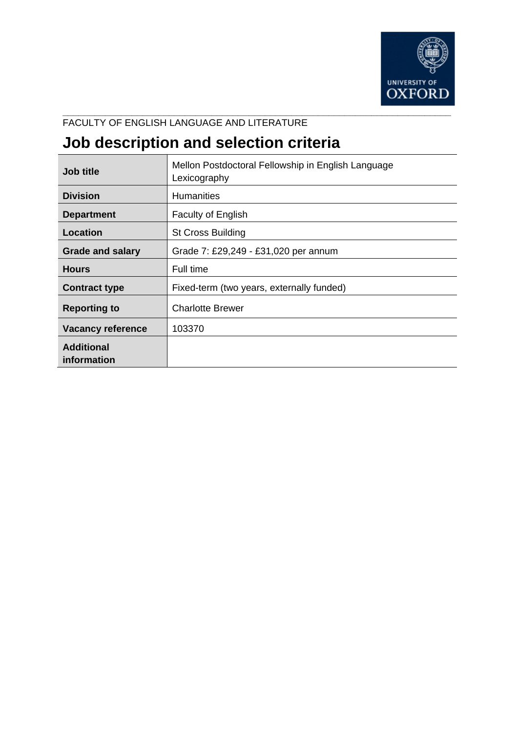FACULTY OF ENGLISH LANGUAGE AND LITERATURE

# Job description and selection criteria

| | |
|---|---|
| **Job title** | Mellon Postdoctoral Fellowship in English Language Lexicography |
| **Division** | Humanities |
| **Department** | Faculty of English |
| **Location** | St Cross Building |
| **Grade and salary** | Grade 7: £29,249 - £31,020 per annum |
| **Hours** | Full time |
| **Contract type** | Fixed-term (two years, externally funded) |
| **Reporting to** | Charlotte Brewer |
| **Vacancy reference** | 103370 |
| **Additional information** | |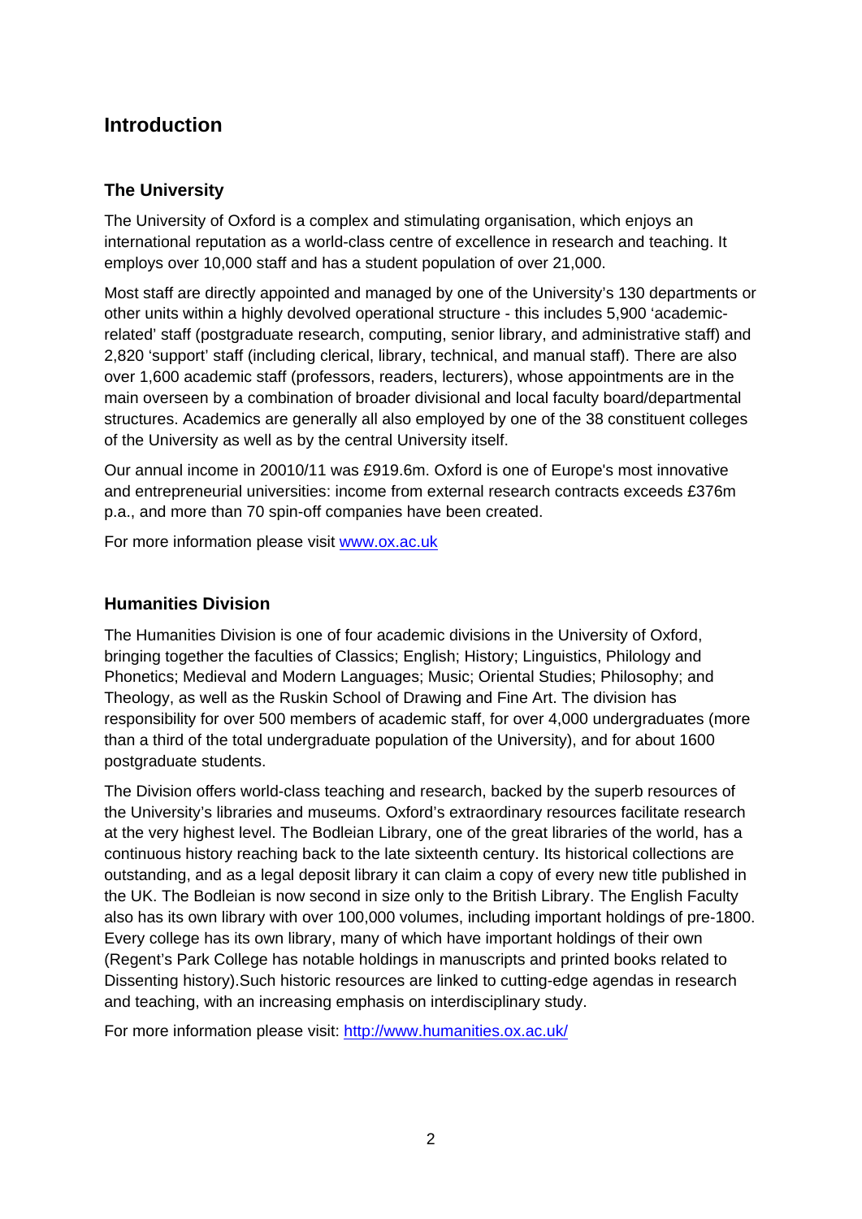# Introduction

## The University

The University of Oxford is a complex and stimulating organisation, which enjoys an international reputation as a world-class centre of excellence in research and teaching. It employs over 10,000 staff and has a student population of over 21,000.

Most staff are directly appointed and managed by one of the University's 130 departments or other units within a highly devolved operational structure - this includes 5,900 'academic-related' staff (postgraduate research, computing, senior library, and administrative staff) and 2,820 'support' staff (including clerical, library, technical, and manual staff). There are also over 1,600 academic staff (professors, readers, lecturers), whose appointments are in the main overseen by a combination of broader divisional and local faculty board/departmental structures. Academics are generally all also employed by one of the 38 constituent colleges of the University as well as by the central University itself.

Our annual income in 20010/11 was £919.6m. Oxford is one of Europe's most innovative and entrepreneurial universities: income from external research contracts exceeds £376m p.a., and more than 70 spin-off companies have been created.

For more information please visit [www.ox.ac.uk](http://www.ox.ac.uk)

## Humanities Division

The Humanities Division is one of four academic divisions in the University of Oxford, bringing together the faculties of Classics; English; History; Linguistics, Philology and Phonetics; Medieval and Modern Languages; Music; Oriental Studies; Philosophy; and Theology, as well as the Ruskin School of Drawing and Fine Art. The division has responsibility for over 500 members of academic staff, for over 4,000 undergraduates (more than a third of the total undergraduate population of the University), and for about 1600 postgraduate students.

The Division offers world-class teaching and research, backed by the superb resources of the University's libraries and museums. Oxford's extraordinary resources facilitate research at the very highest level. The Bodleian Library, one of the great libraries of the world, has a continuous history reaching back to the late sixteenth century. Its historical collections are outstanding, and as a legal deposit library it can claim a copy of every new title published in the UK. The Bodleian is now second in size only to the British Library. The English Faculty also has its own library with over 100,000 volumes, including important holdings of pre-1800. Every college has its own library, many of which have important holdings of their own (Regent's Park College has notable holdings in manuscripts and printed books related to Dissenting history).Such historic resources are linked to cutting-edge agendas in research and teaching, with an increasing emphasis on interdisciplinary study.

For more information please visit: [http://www.humanities.ox.ac.uk/](http://www.humanities.ox.ac.uk/)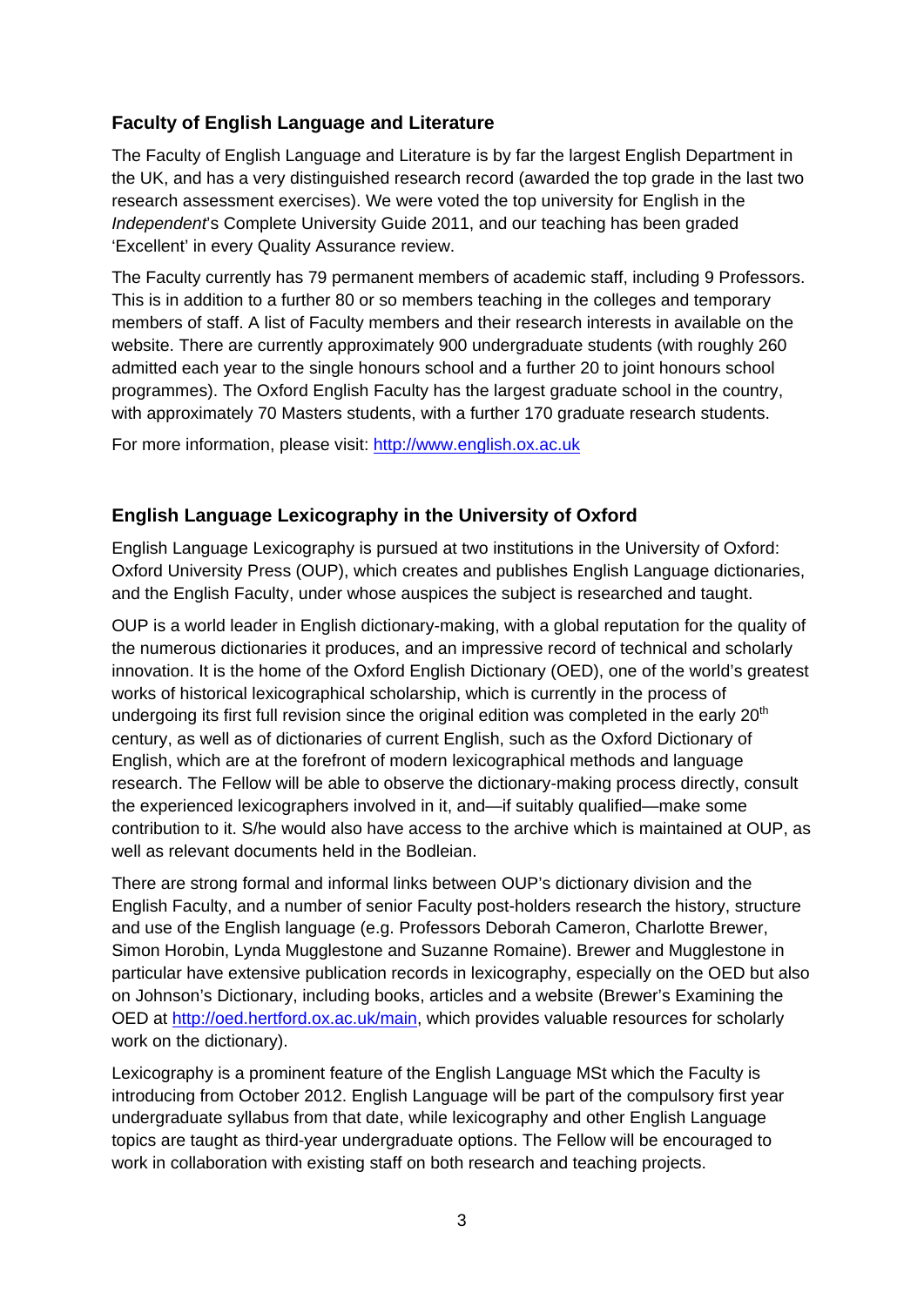## Faculty of English Language and Literature

The Faculty of English Language and Literature is by far the largest English Department in the UK, and has a very distinguished research record (awarded the top grade in the last two research assessment exercises). We were voted the top university for English in the *Independent*'s Complete University Guide 2011, and our teaching has been graded 'Excellent' in every Quality Assurance review.

The Faculty currently has 79 permanent members of academic staff, including 9 Professors. This is in addition to a further 80 or so members teaching in the colleges and temporary members of staff. A list of Faculty members and their research interests in available on the website. There are currently approximately 900 undergraduate students (with roughly 260 admitted each year to the single honours school and a further 20 to joint honours school programmes). The Oxford English Faculty has the largest graduate school in the country, with approximately 70 Masters students, with a further 170 graduate research students.

For more information, please visit: http://www.english.ox.ac.uk

## English Language Lexicography in the University of Oxford

English Language Lexicography is pursued at two institutions in the University of Oxford: Oxford University Press (OUP), which creates and publishes English Language dictionaries, and the English Faculty, under whose auspices the subject is researched and taught.

OUP is a world leader in English dictionary-making, with a global reputation for the quality of the numerous dictionaries it produces, and an impressive record of technical and scholarly innovation. It is the home of the Oxford English Dictionary (OED), one of the world's greatest works of historical lexicographical scholarship, which is currently in the process of undergoing its first full revision since the original edition was completed in the early 20th century, as well as of dictionaries of current English, such as the Oxford Dictionary of English, which are at the forefront of modern lexicographical methods and language research. The Fellow will be able to observe the dictionary-making process directly, consult the experienced lexicographers involved in it, and—if suitably qualified—make some contribution to it. S/he would also have access to the archive which is maintained at OUP, as well as relevant documents held in the Bodleian.

There are strong formal and informal links between OUP's dictionary division and the English Faculty, and a number of senior Faculty post-holders research the history, structure and use of the English language (e.g. Professors Deborah Cameron, Charlotte Brewer, Simon Horobin, Lynda Mugglestone and Suzanne Romaine). Brewer and Mugglestone in particular have extensive publication records in lexicography, especially on the OED but also on Johnson's Dictionary, including books, articles and a website (Brewer's Examining the OED at http://oed.hertford.ox.ac.uk/main, which provides valuable resources for scholarly work on the dictionary).

Lexicography is a prominent feature of the English Language MSt which the Faculty is introducing from October 2012. English Language will be part of the compulsory first year undergraduate syllabus from that date, while lexicography and other English Language topics are taught as third-year undergraduate options. The Fellow will be encouraged to work in collaboration with existing staff on both research and teaching projects.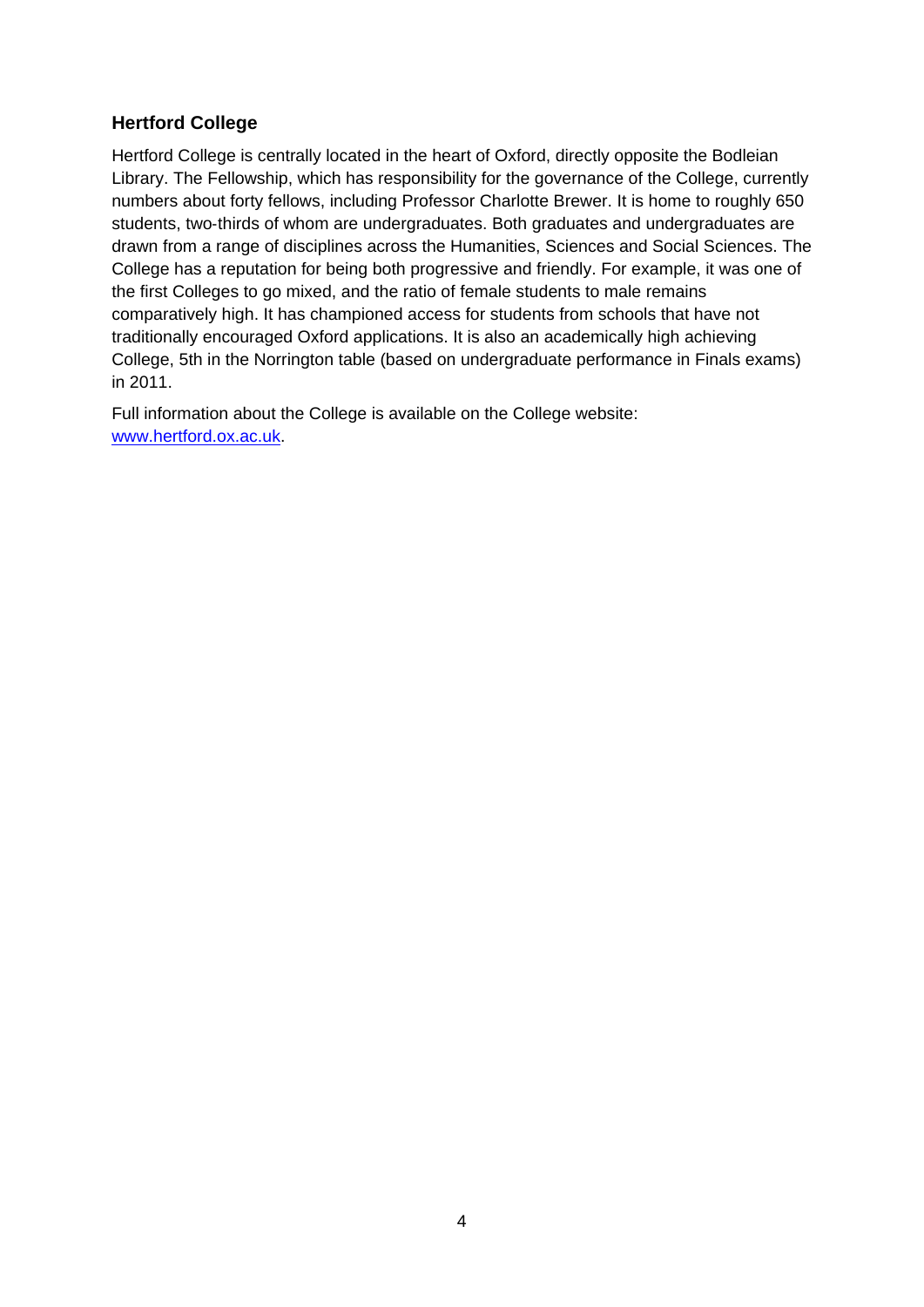## Hertford College

Hertford College is centrally located in the heart of Oxford, directly opposite the Bodleian Library. The Fellowship, which has responsibility for the governance of the College, currently numbers about forty fellows, including Professor Charlotte Brewer. It is home to roughly 650 students, two-thirds of whom are undergraduates. Both graduates and undergraduates are drawn from a range of disciplines across the Humanities, Sciences and Social Sciences. The College has a reputation for being both progressive and friendly. For example, it was one of the first Colleges to go mixed, and the ratio of female students to male remains comparatively high. It has championed access for students from schools that have not traditionally encouraged Oxford applications. It is also an academically high achieving College, 5th in the Norrington table (based on undergraduate performance in Finals exams) in 2011.

Full information about the College is available on the College website: [www.hertford.ox.ac.uk](http://www.hertford.ox.ac.uk).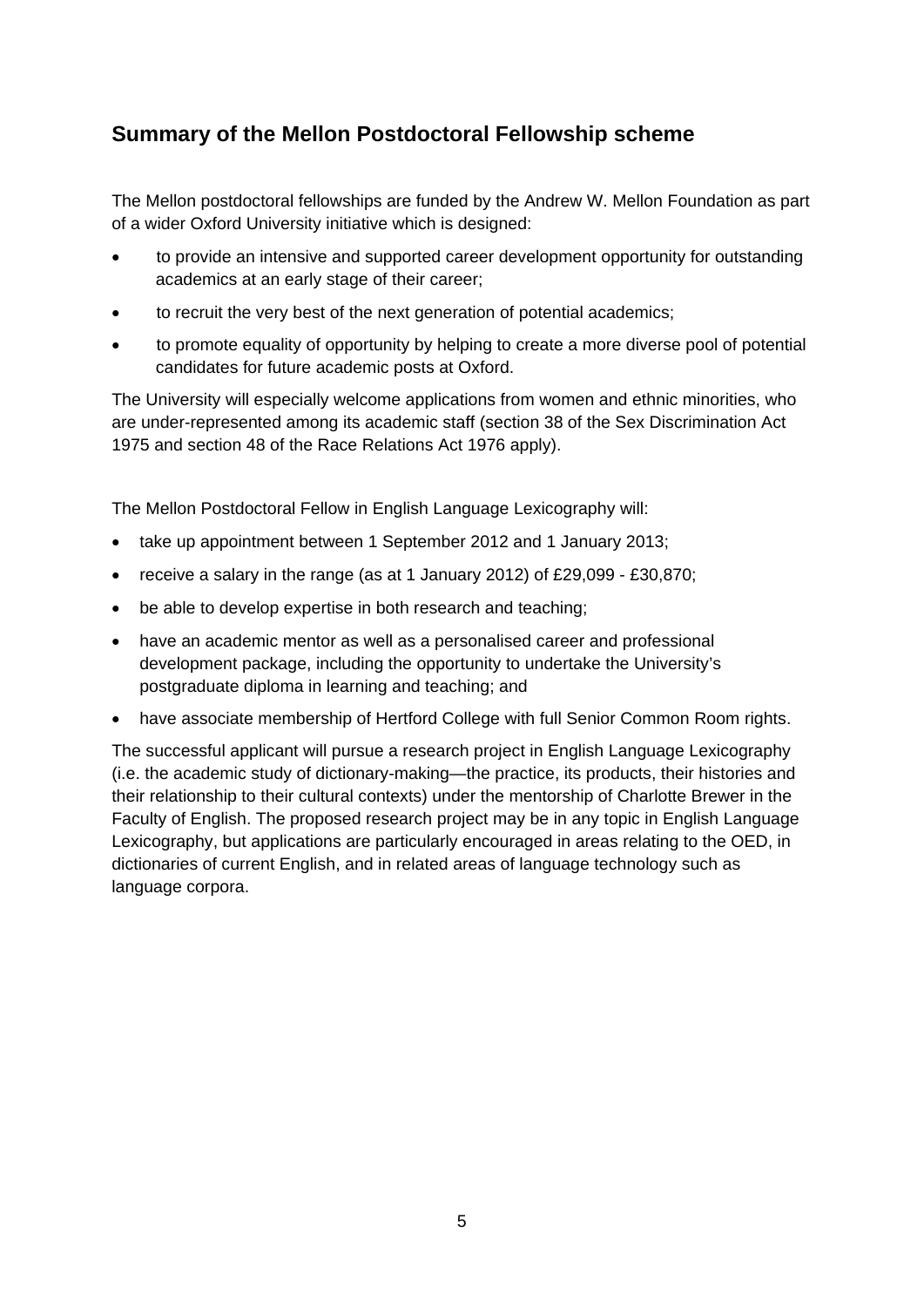## Summary of the Mellon Postdoctoral Fellowship scheme

The Mellon postdoctoral fellowships are funded by the Andrew W. Mellon Foundation as part of a wider Oxford University initiative which is designed:

- to provide an intensive and supported career development opportunity for outstanding academics at an early stage of their career;
- to recruit the very best of the next generation of potential academics;
- to promote equality of opportunity by helping to create a more diverse pool of potential candidates for future academic posts at Oxford.

The University will especially welcome applications from women and ethnic minorities, who are under-represented among its academic staff (section 38 of the Sex Discrimination Act 1975 and section 48 of the Race Relations Act 1976 apply).

The Mellon Postdoctoral Fellow in English Language Lexicography will:

- take up appointment between 1 September 2012 and 1 January 2013;
- receive a salary in the range (as at 1 January 2012) of £29,099 - £30,870;
- be able to develop expertise in both research and teaching;
- have an academic mentor as well as a personalised career and professional development package, including the opportunity to undertake the University's postgraduate diploma in learning and teaching; and
- have associate membership of Hertford College with full Senior Common Room rights.

The successful applicant will pursue a research project in English Language Lexicography (i.e. the academic study of dictionary-making—the practice, its products, their histories and their relationship to their cultural contexts) under the mentorship of Charlotte Brewer in the Faculty of English. The proposed research project may be in any topic in English Language Lexicography, but applications are particularly encouraged in areas relating to the OED, in dictionaries of current English, and in related areas of language technology such as language corpora.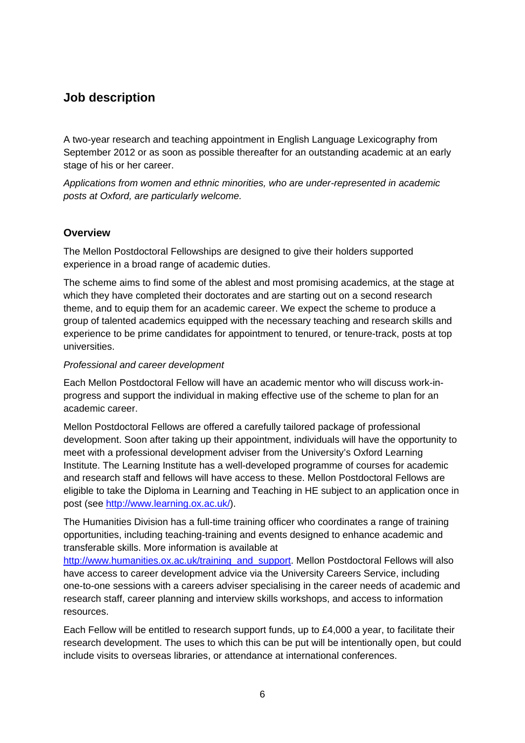## Job description

A two-year research and teaching appointment in English Language Lexicography from September 2012 or as soon as possible thereafter for an outstanding academic at an early stage of his or her career.

*Applications from women and ethnic minorities, who are under-represented in academic posts at Oxford, are particularly welcome.*

### Overview

The Mellon Postdoctoral Fellowships are designed to give their holders supported experience in a broad range of academic duties.

The scheme aims to find some of the ablest and most promising academics, at the stage at which they have completed their doctorates and are starting out on a second research theme, and to equip them for an academic career. We expect the scheme to produce a group of talented academics equipped with the necessary teaching and research skills and experience to be prime candidates for appointment to tenured, or tenure-track, posts at top universities.

*Professional and career development*

Each Mellon Postdoctoral Fellow will have an academic mentor who will discuss work-in-progress and support the individual in making effective use of the scheme to plan for an academic career.

Mellon Postdoctoral Fellows are offered a carefully tailored package of professional development. Soon after taking up their appointment, individuals will have the opportunity to meet with a professional development adviser from the University's Oxford Learning Institute. The Learning Institute has a well-developed programme of courses for academic and research staff and fellows will have access to these. Mellon Postdoctoral Fellows are eligible to take the Diploma in Learning and Teaching in HE subject to an application once in post (see http://www.learning.ox.ac.uk/).

The Humanities Division has a full-time training officer who coordinates a range of training opportunities, including teaching-training and events designed to enhance academic and transferable skills. More information is available at http://www.humanities.ox.ac.uk/training_and_support. Mellon Postdoctoral Fellows will also have access to career development advice via the University Careers Service, including one-to-one sessions with a careers adviser specialising in the career needs of academic and research staff, career planning and interview skills workshops, and access to information resources.

Each Fellow will be entitled to research support funds, up to £4,000 a year, to facilitate their research development. The uses to which this can be put will be intentionally open, but could include visits to overseas libraries, or attendance at international conferences.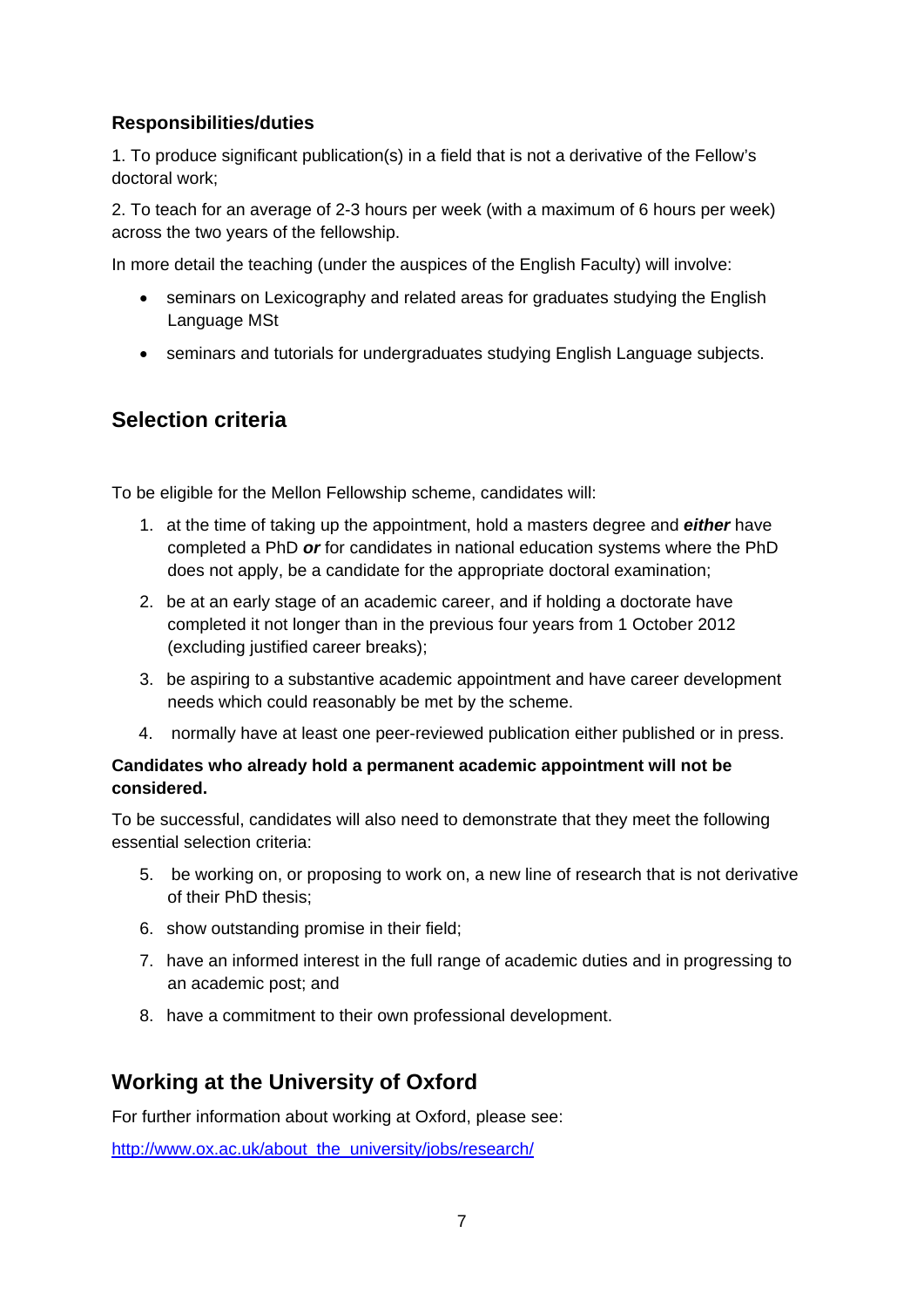### Responsibilities/duties

1. To produce significant publication(s) in a field that is not a derivative of the Fellow's doctoral work;

2. To teach for an average of 2-3 hours per week (with a maximum of 6 hours per week) across the two years of the fellowship.

In more detail the teaching (under the auspices of the English Faculty) will involve:

- seminars on Lexicography and related areas for graduates studying the English Language MSt
- seminars and tutorials for undergraduates studying English Language subjects.

## Selection criteria

To be eligible for the Mellon Fellowship scheme, candidates will:

1. at the time of taking up the appointment, hold a masters degree and ***either*** have completed a PhD ***or*** for candidates in national education systems where the PhD does not apply, be a candidate for the appropriate doctoral examination;
2. be at an early stage of an academic career, and if holding a doctorate have completed it not longer than in the previous four years from 1 October 2012 (excluding justified career breaks);
3. be aspiring to a substantive academic appointment and have career development needs which could reasonably be met by the scheme.
4. normally have at least one peer-reviewed publication either published or in press.

**Candidates who already hold a permanent academic appointment will not be considered.**

To be successful, candidates will also need to demonstrate that they meet the following essential selection criteria:

5. be working on, or proposing to work on, a new line of research that is not derivative of their PhD thesis;
6. show outstanding promise in their field;
7. have an informed interest in the full range of academic duties and in progressing to an academic post; and
8. have a commitment to their own professional development.

## Working at the University of Oxford

For further information about working at Oxford, please see:

http://www.ox.ac.uk/about_the_university/jobs/research/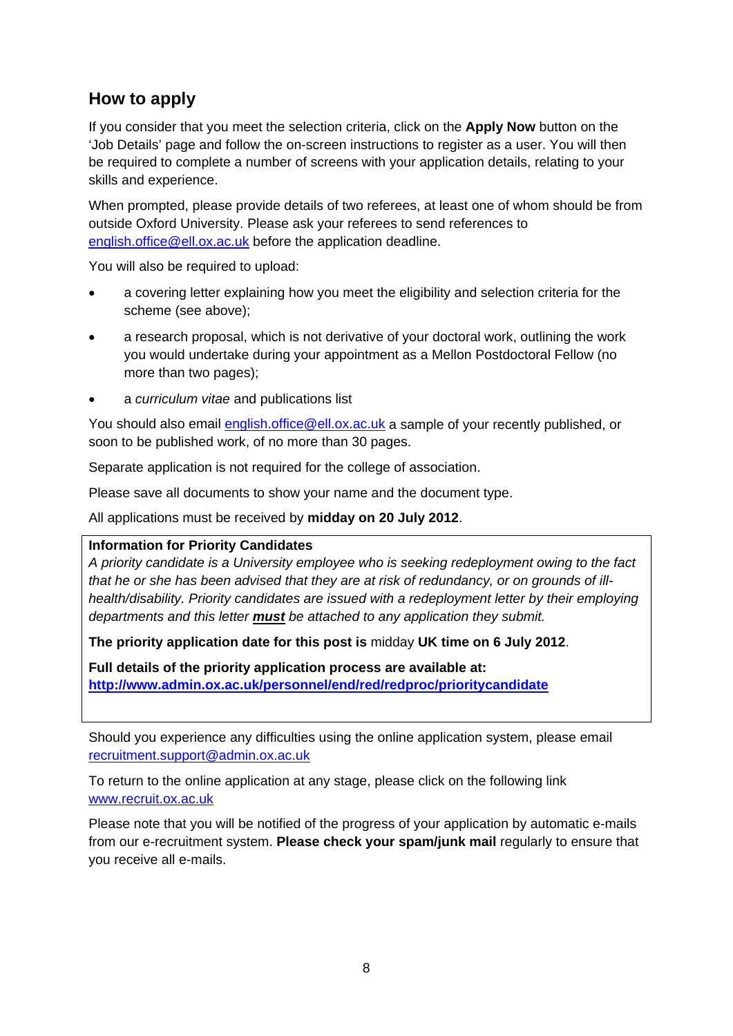## How to apply

If you consider that you meet the selection criteria, click on the **Apply Now** button on the 'Job Details' page and follow the on-screen instructions to register as a user. You will then be required to complete a number of screens with your application details, relating to your skills and experience.

When prompted, please provide details of two referees, at least one of whom should be from outside Oxford University. Please ask your referees to send references to english.office@ell.ox.ac.uk before the application deadline.

You will also be required to upload:

- a covering letter explaining how you meet the eligibility and selection criteria for the scheme (see above);
- a research proposal, which is not derivative of your doctoral work, outlining the work you would undertake during your appointment as a Mellon Postdoctoral Fellow (no more than two pages);
- a *curriculum vitae* and publications list

You should also email english.office@ell.ox.ac.uk a sample of your recently published, or soon to be published work, of no more than 30 pages.

Separate application is not required for the college of association.

Please save all documents to show your name and the document type.

All applications must be received by **midday on 20 July 2012**.

**Information for Priority Candidates**
*A priority candidate is a University employee who is seeking redeployment owing to the fact that he or she has been advised that they are at risk of redundancy, or on grounds of ill-health/disability. Priority candidates are issued with a redeployment letter by their employing departments and this letter **must** be attached to any application they submit.*

**The priority application date for this post is** midday **UK time on 6 July 2012**.

**Full details of the priority application process are available at:**
**http://www.admin.ox.ac.uk/personnel/end/red/redproc/prioritycandidate**

Should you experience any difficulties using the online application system, please email recruitment.support@admin.ox.ac.uk

To return to the online application at any stage, please click on the following link www.recruit.ox.ac.uk

Please note that you will be notified of the progress of your application by automatic e-mails from our e-recruitment system. **Please check your spam/junk mail** regularly to ensure that you receive all e-mails.